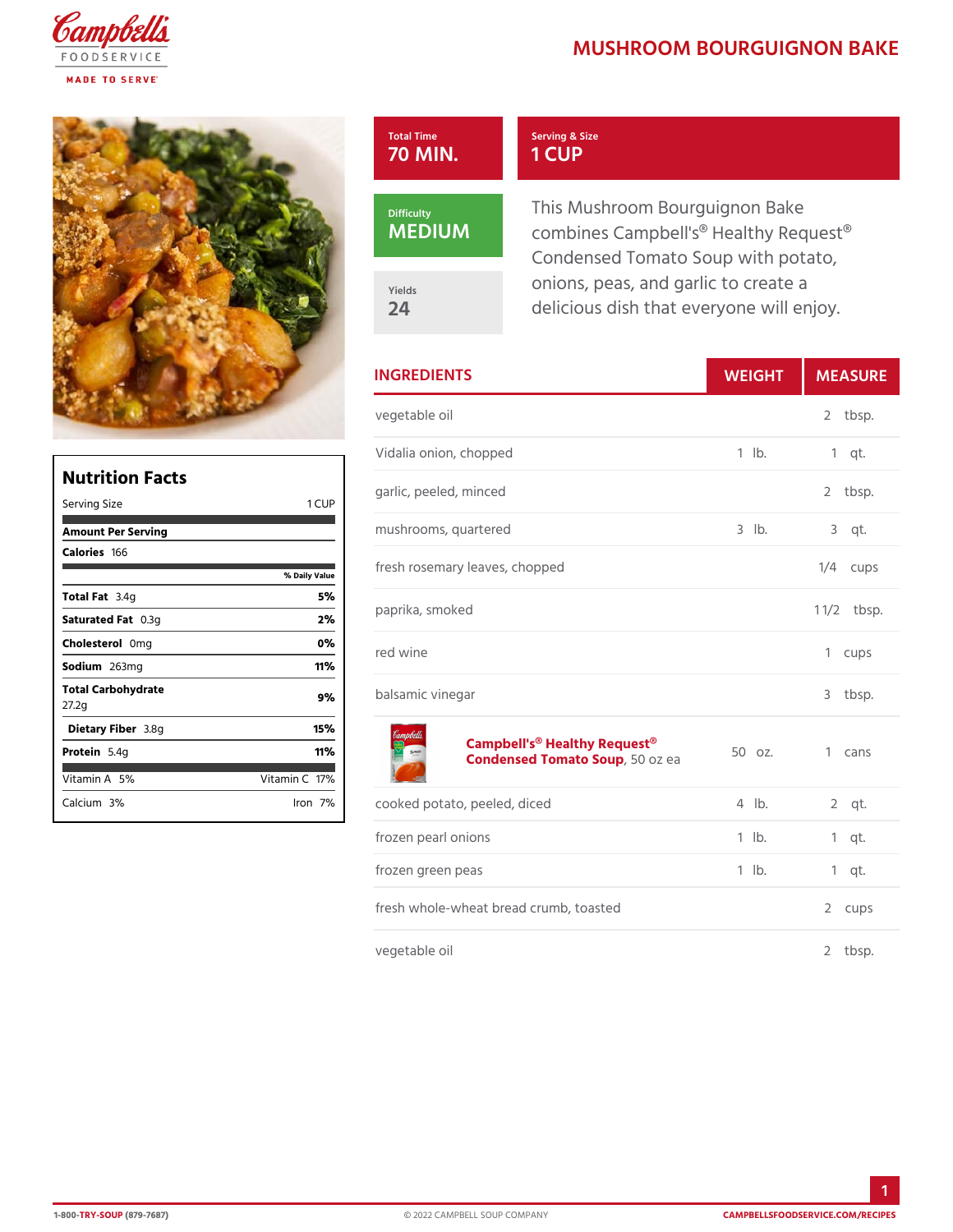# MUSHROOM BOURGUIGNON BAKE

**Total Time**
70 MIN.

**Serving & Size**
1 CUP

**Difficulty**
MEDIUM

**Yields**
24

This Mushroom Bourguignon Bake combines Campbell's® Healthy Request® Condensed Tomato Soup with potato, onions, peas, and garlic to create a delicious dish that everyone will enjoy.

## Nutrition Facts

| Nutrition Facts | |
|---|---|
| Serving Size | 1 CUP |
| **Amount Per Serving** | |
| **Calories** 166 | |
| | % Daily Value |
| **Total Fat** 3.4g | 5% |
| **Saturated Fat** 0.3g | 2% |
| **Cholesterol** 0mg | 0% |
| **Sodium** 263mg | 11% |
| **Total Carbohydrate** 27.2g | 9% |
| **Dietary Fiber** 3.8g | 15% |
| **Protein** 5.4g | 11% |
| Vitamin A 5% | Vitamin C 17% |
| Calcium 3% | Iron 7% |

## INGREDIENTS

| INGREDIENTS | WEIGHT | MEASURE |
|---|---|---|
| vegetable oil | | 2 tbsp. |
| Vidalia onion, chopped | 1 lb. | 1 qt. |
| garlic, peeled, minced | | 2 tbsp. |
| mushrooms, quartered | 3 lb. | 3 qt. |
| fresh rosemary leaves, chopped | | 1/4 cups |
| paprika, smoked | | 1 1/2 tbsp. |
| red wine | | 1 cups |
| balsamic vinegar | | 3 tbsp. |
| **Campbell's® Healthy Request® Condensed Tomato Soup**, 50 oz ea | 50 oz. | 1 cans |
| cooked potato, peeled, diced | 4 lb. | 2 qt. |
| frozen pearl onions | 1 lb. | 1 qt. |
| frozen green peas | 1 lb. | 1 qt. |
| fresh whole-wheat bread crumb, toasted | | 2 cups |
| vegetable oil | | 2 tbsp. |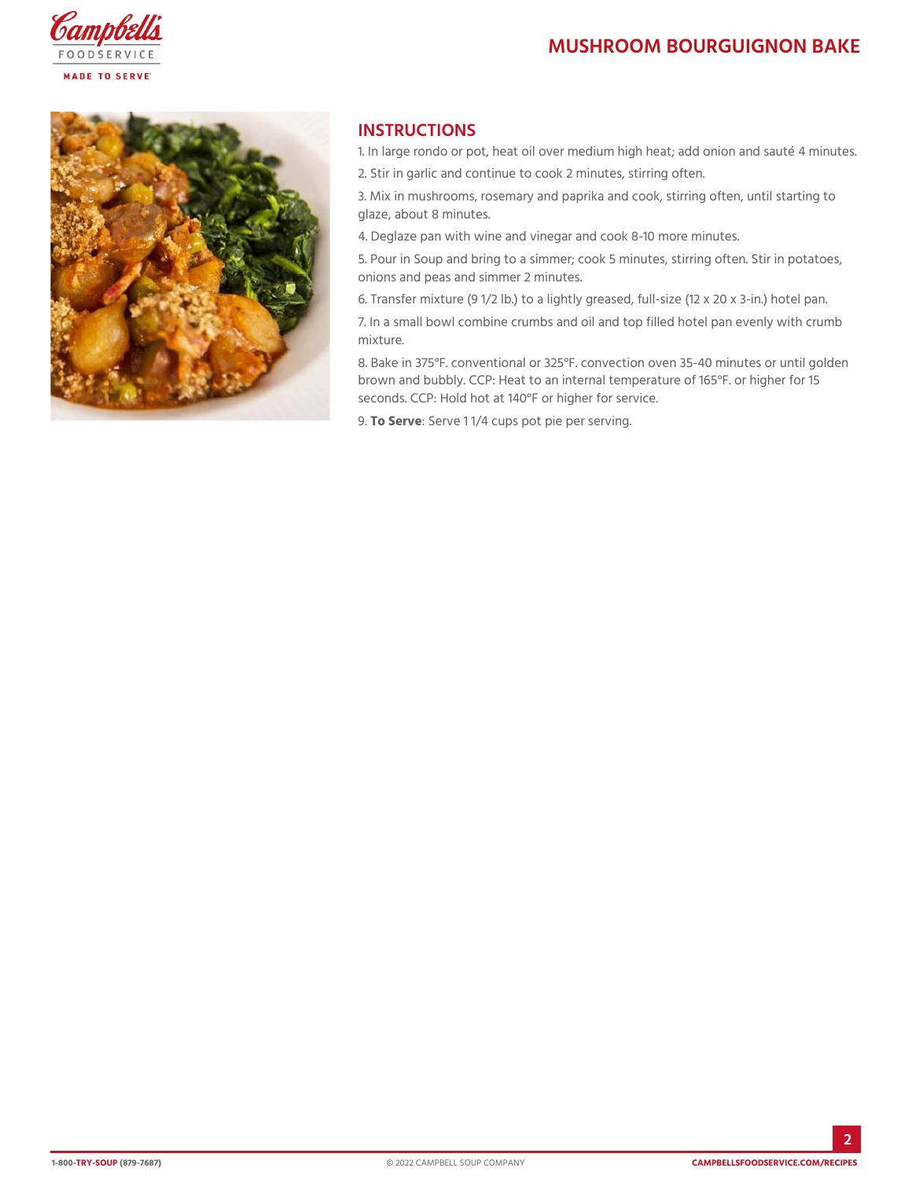## INSTRUCTIONS

1. In large rondo or pot, heat oil over medium high heat; add onion and sauté 4 minutes.
2. Stir in garlic and continue to cook 2 minutes, stirring often.
3. Mix in mushrooms, rosemary and paprika and cook, stirring often, until starting to glaze, about 8 minutes.
4. Deglaze pan with wine and vinegar and cook 8-10 more minutes.
5. Pour in Soup and bring to a simmer; cook 5 minutes, stirring often. Stir in potatoes, onions and peas and simmer 2 minutes.
6. Transfer mixture (9 1/2 lb.) to a lightly greased, full-size (12 x 20 x 3-in.) hotel pan.
7. In a small bowl combine crumbs and oil and top filled hotel pan evenly with crumb mixture.
8. Bake in 375°F. conventional or 325°F. convection oven 35-40 minutes or until golden brown and bubbly. CCP: Heat to an internal temperature of 165°F. or higher for 15 seconds. CCP: Hold hot at 140°F or higher for service.
9. **To Serve**: Serve 1 1/4 cups pot pie per serving.